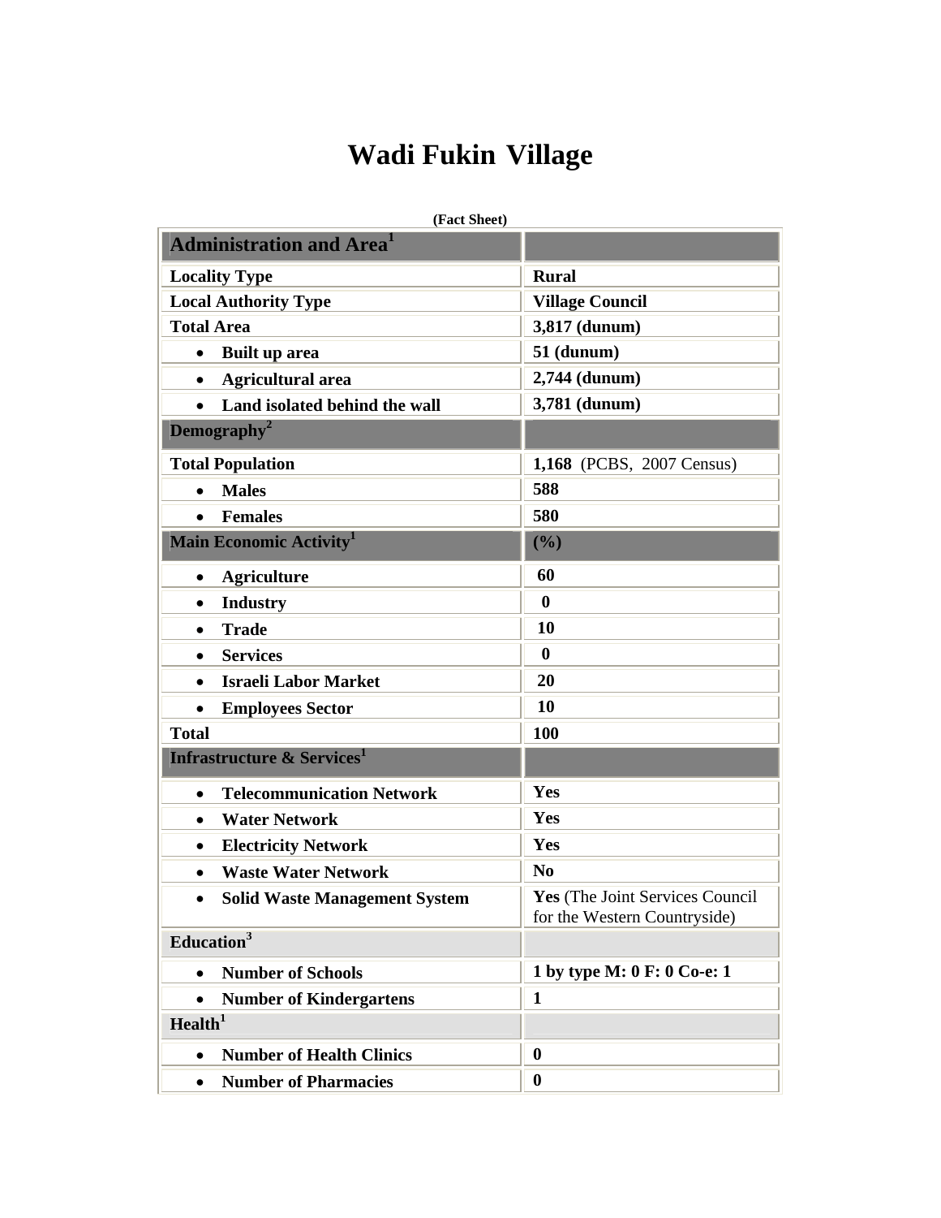# Wadi Fukin Village

**(Fact Sheet)**

| **Administration and Area**[1] | |
|---|---|
| **Locality Type** | **Rural** |
| **Local Authority Type** | **Village Council** |
| **Total Area** | **3,817 (dunum)** |
| • **Built up area** | **51 (dunum)** |
| • **Agricultural area** | **2,744 (dunum)** |
| • **Land isolated behind the wall** | **3,781 (dunum)** |
| **Demography**[2] | |
| **Total Population** | **1,168** (PCBS, 2007 Census) |
| • **Males** | **588** |
| • **Females** | **580** |
| **Main Economic Activity**[1] | **(%)** |
| • **Agriculture** | **60** |
| • **Industry** | **0** |
| • **Trade** | **10** |
| • **Services** | **0** |
| • **Israeli Labor Market** | **20** |
| • **Employees Sector** | **10** |
| **Total** | **100** |
| **Infrastructure & Services**[1] | |
| • **Telecommunication Network** | **Yes** |
| • **Water Network** | **Yes** |
| • **Electricity Network** | **Yes** |
| • **Waste Water Network** | **No** |
| • **Solid Waste Management System** | **Yes** (The Joint Services Council for the Western Countryside) |
| **Education**[3] | |
| • **Number of Schools** | **1 by type M: 0 F: 0 Co-e: 1** |
| • **Number of Kindergartens** | **1** |
| **Health**[1] | |
| • **Number of Health Clinics** | **0** |
| • **Number of Pharmacies** | **0** |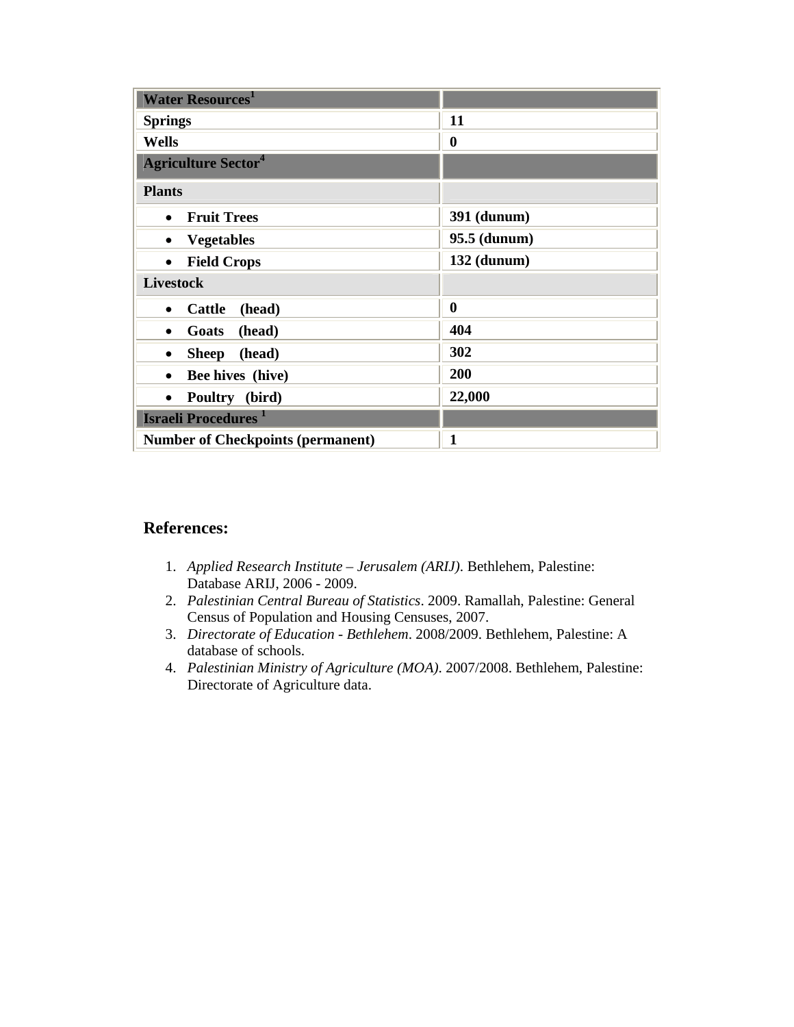| | |
|---|---|
| **Water Resources[1]** | |
| **Springs** | **11** |
| **Wells** | **0** |
| **Agriculture Sector[4]** | |
| **Plants** | |
| • **Fruit Trees** | **391 (dunum)** |
| • **Vegetables** | **95.5 (dunum)** |
| • **Field Crops** | **132 (dunum)** |
| **Livestock** | |
| • **Cattle (head)** | **0** |
| • **Goats (head)** | **404** |
| • **Sheep (head)** | **302** |
| • **Bee hives (hive)** | **200** |
| • **Poultry (bird)** | **22,000** |
| **Israeli Procedures [1]** | |
| **Number of Checkpoints (permanent)** | **1** |

## References:

1. *Applied Research Institute – Jerusalem (ARIJ)*. Bethlehem, Palestine: Database ARIJ, 2006 - 2009.
2. *Palestinian Central Bureau of Statistics*. 2009. Ramallah, Palestine: General Census of Population and Housing Censuses, 2007.
3. *Directorate of Education - Bethlehem*. 2008/2009. Bethlehem, Palestine: A database of schools.
4. *Palestinian Ministry of Agriculture (MOA)*. 2007/2008. Bethlehem, Palestine: Directorate of Agriculture data.